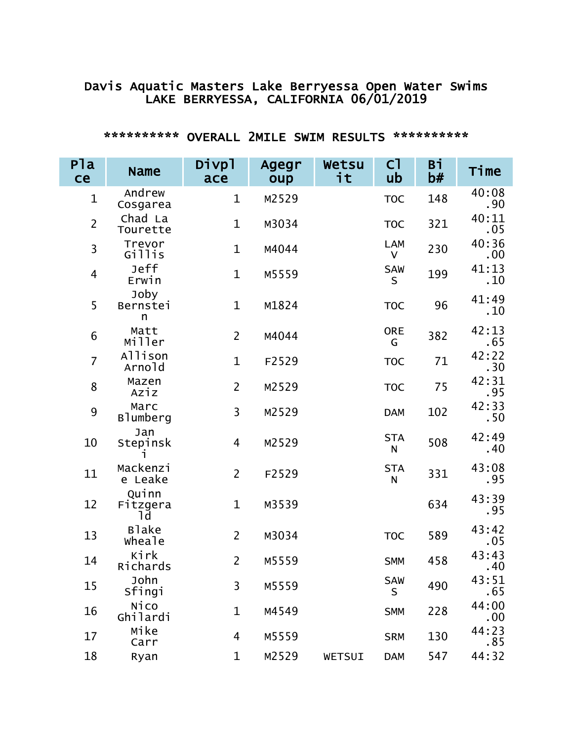# Davis Aquatic Masters Lake Berryessa Open Water Swims
## LAKE BERRYESSA, CALIFORNIA 06/01/2019

### ********** OVERALL 2MILE SWIM RESULTS **********

| Place | Name | Divplace | Agegroup | Wetsuit | Club | Bib# | Time |
|---|---|---|---|---|---|---|---|
| 1 | Andrew Cosgarea | 1 | M2529 | | TOC | 148 | 40:08.90 |
| 2 | Chad La Tourette | 1 | M3034 | | TOC | 321 | 40:11.05 |
| 3 | Trevor Gillis | 1 | M4044 | | LAMV | 230 | 40:36.00 |
| 4 | Jeff Erwin | 1 | M5559 | | SAWS | 199 | 41:13.10 |
| 5 | Joby Bernstein | 1 | M1824 | | TOC | 96 | 41:49.10 |
| 6 | Matt Miller | 2 | M4044 | | OREG | 382 | 42:13.65 |
| 7 | Allison Arnold | 1 | F2529 | | TOC | 71 | 42:22.30 |
| 8 | Mazen Aziz | 2 | M2529 | | TOC | 75 | 42:31.95 |
| 9 | Marc Blumberg | 3 | M2529 | | DAM | 102 | 42:33.50 |
| 10 | Jan Stepinski | 4 | M2529 | | STAN | 508 | 42:49.40 |
| 11 | Mackenzie Leake | 2 | F2529 | | STAN | 331 | 43:08.95 |
| 12 | Quinn Fitzgerald | 1 | M3539 | | | 634 | 43:39.95 |
| 13 | Blake Wheale | 2 | M3034 | | TOC | 589 | 43:42.05 |
| 14 | Kirk Richards | 2 | M5559 | | SMM | 458 | 43:43.40 |
| 15 | John Sfingi | 3 | M5559 | | SAWS | 490 | 43:51.65 |
| 16 | Nico Ghilardi | 1 | M4549 | | SMM | 228 | 44:00.00 |
| 17 | Mike Carr | 4 | M5559 | | SRM | 130 | 44:23.85 |
| 18 | Ryan | 1 | M2529 | WETSUI | DAM | 547 | 44:32 |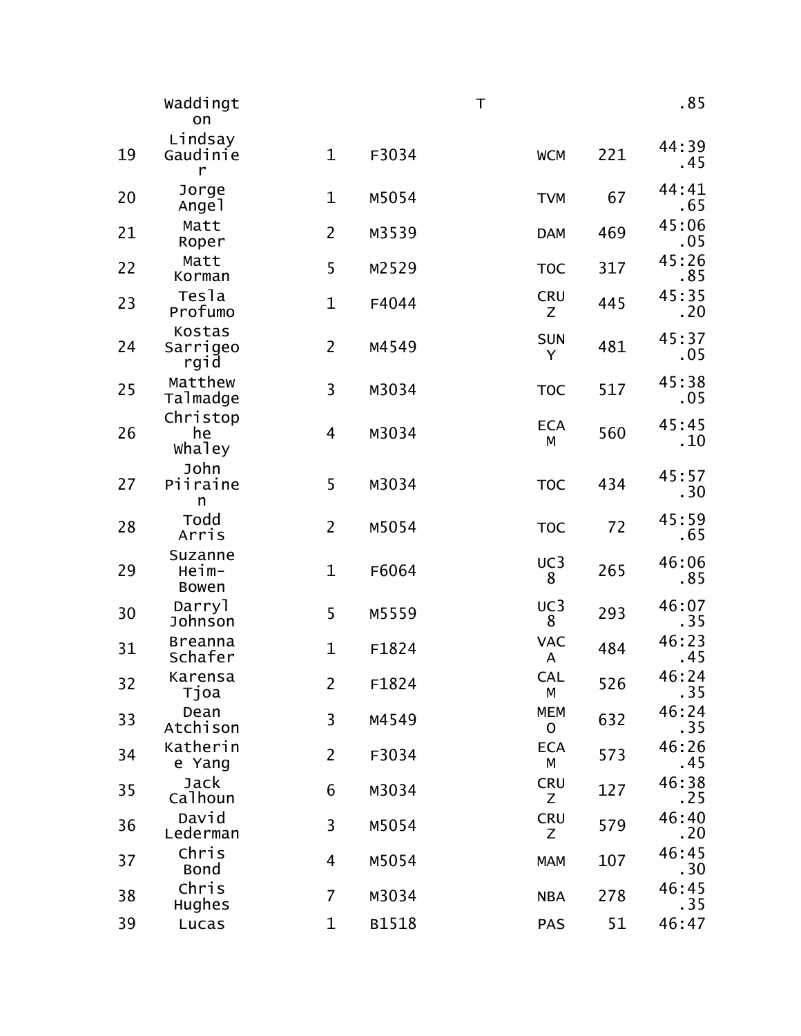| | | | | | | | |
|---|---|---|---|---|---|---|---|
| | Waddington | | | T | | | .85 |
| 19 | Lindsay Gaudinier | 1 | F3034 | | WCM | 221 | 44:39.45 |
| 20 | Jorge Angel | 1 | M5054 | | TVM | 67 | 44:41.65 |
| 21 | Matt Roper | 2 | M3539 | | DAM | 469 | 45:06.05 |
| 22 | Matt Korman | 5 | M2529 | | TOC | 317 | 45:26.85 |
| 23 | Tesla Profumo | 1 | F4044 | | CRUZ | 445 | 45:35.20 |
| 24 | Kostas Sarrigeorgid | 2 | M4549 | | SUNY | 481 | 45:37.05 |
| 25 | Matthew Talmadge | 3 | M3034 | | TOC | 517 | 45:38.05 |
| 26 | Christophe Whaley | 4 | M3034 | | ECAM | 560 | 45:45.10 |
| 27 | John Piirainen | 5 | M3034 | | TOC | 434 | 45:57.30 |
| 28 | Todd Arris | 2 | M5054 | | TOC | 72 | 45:59.65 |
| 29 | Suzanne Heim-Bowen | 1 | F6064 | | UC38 | 265 | 46:06.85 |
| 30 | Darryl Johnson | 5 | M5559 | | UC38 | 293 | 46:07.35 |
| 31 | Breanna Schafer | 1 | F1824 | | VACA | 484 | 46:23.45 |
| 32 | Karensa Tjoa | 2 | F1824 | | CALM | 526 | 46:24.35 |
| 33 | Dean Atchison | 3 | M4549 | | MEMO | 632 | 46:24.35 |
| 34 | Katherine Yang | 2 | F3034 | | ECAM | 573 | 46:26.45 |
| 35 | Jack Calhoun | 6 | M3034 | | CRUZ | 127 | 46:38.25 |
| 36 | David Lederman | 3 | M5054 | | CRUZ | 579 | 46:40.20 |
| 37 | Chris Bond | 4 | M5054 | | MAM | 107 | 46:45.30 |
| 38 | Chris Hughes | 7 | M3034 | | NBA | 278 | 46:45.35 |
| 39 | Lucas | 1 | B1518 | | PAS | 51 | 46:47 |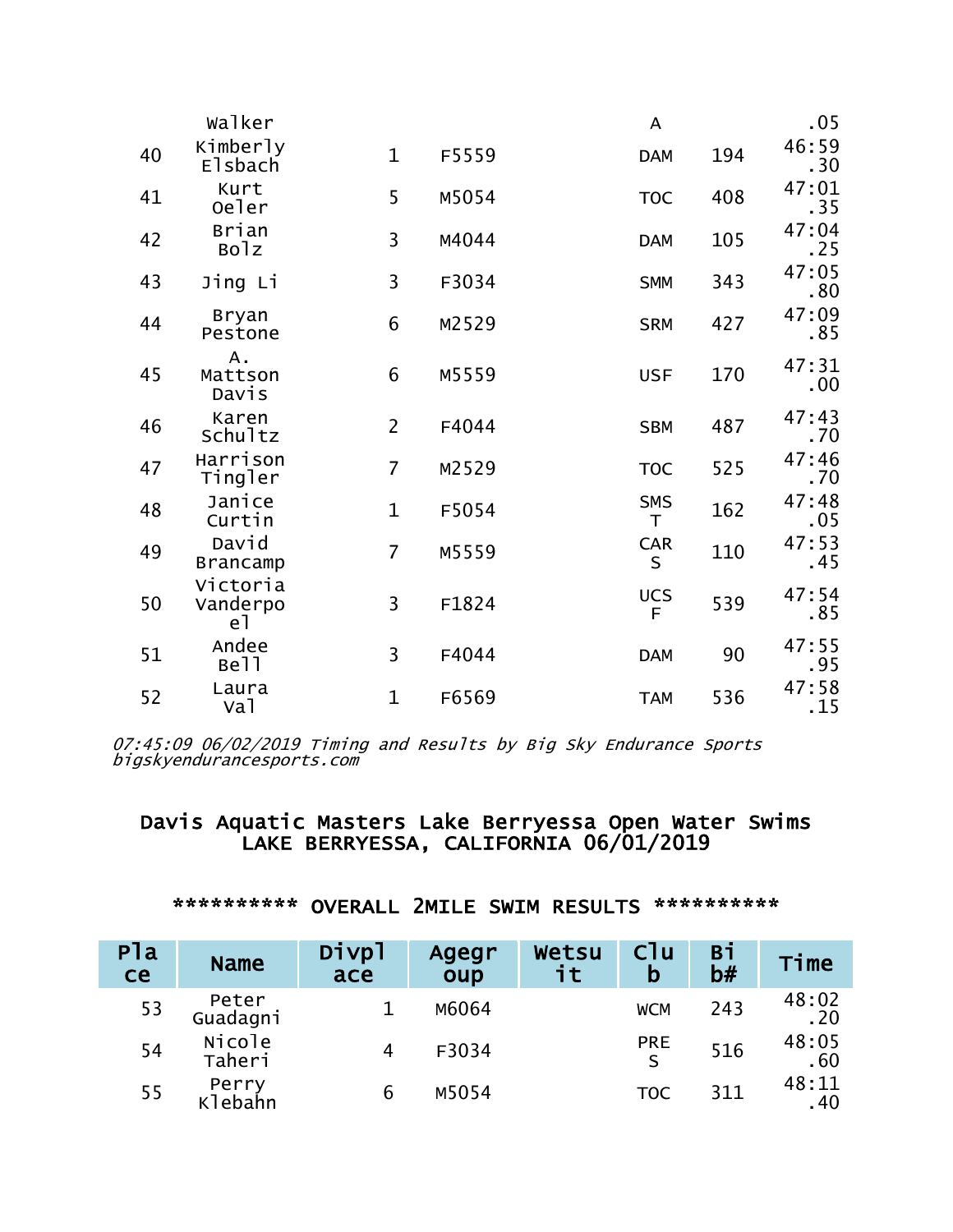| | Walker | | | | A | | .05 |
|---|---|---|---|---|---|---|---|
| 40 | Kimberly Elsbach | 1 | F5559 | | DAM | 194 | 46:59.30 |
| 41 | Kurt Oeler | 5 | M5054 | | TOC | 408 | 47:01.35 |
| 42 | Brian Bolz | 3 | M4044 | | DAM | 105 | 47:04.25 |
| 43 | Jing Li | 3 | F3034 | | SMM | 343 | 47:05.80 |
| 44 | Bryan Pestone | 6 | M2529 | | SRM | 427 | 47:09.85 |
| 45 | A. Mattson Davis | 6 | M5559 | | USF | 170 | 47:31.00 |
| 46 | Karen Schultz | 2 | F4044 | | SBM | 487 | 47:43.70 |
| 47 | Harrison Tingler | 7 | M2529 | | TOC | 525 | 47:46.70 |
| 48 | Janice Curtin | 1 | F5054 | | SMST | 162 | 47:48.05 |
| 49 | David Brancamp | 7 | M5559 | | CARS | 110 | 47:53.45 |
| 50 | Victoria Vanderpoel | 3 | F1824 | | UCSF | 539 | 47:54.85 |
| 51 | Andee Bell | 3 | F4044 | | DAM | 90 | 47:55.95 |
| 52 | Laura Val | 1 | F6569 | | TAM | 536 | 47:58.15 |

*07:45:09 06/02/2019 Timing and Results by Big Sky Endurance Sports bigskyendurancesports.com*

## Davis Aquatic Masters Lake Berryessa Open Water Swims
## LAKE BERRYESSA, CALIFORNIA 06/01/2019

### ********** OVERALL 2MILE SWIM RESULTS **********

| Place | Name | Divplace | Agegroup | Wetsuit | Club | Bib# | Time |
|---|---|---|---|---|---|---|---|
| 53 | Peter Guadagni | 1 | M6064 | | WCM | 243 | 48:02.20 |
| 54 | Nicole Taheri | 4 | F3034 | | PRES | 516 | 48:05.60 |
| 55 | Perry Klebahn | 6 | M5054 | | TOC | 311 | 48:11.40 |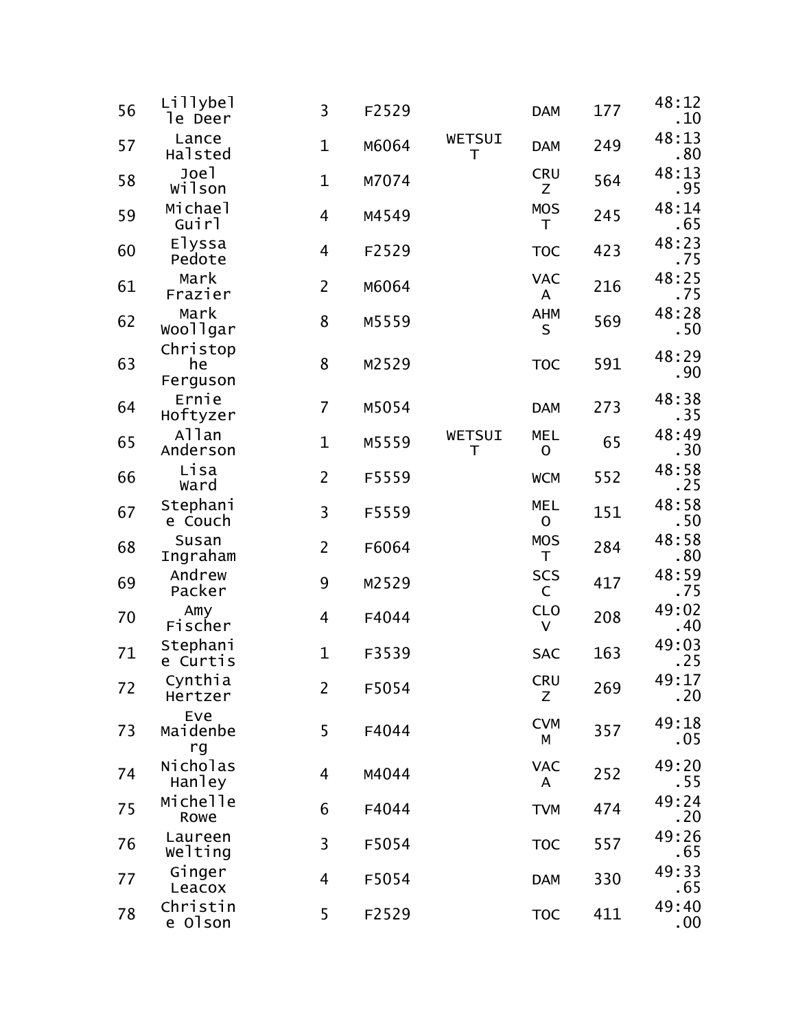| | | | | | | | |
|---|---|---|---|---|---|---|---|
| 56 | Lillybelle Deer | 3 | F2529 | | DAM | 177 | 48:12.10 |
| 57 | Lance Halsted | 1 | M6064 | WETSUIT | DAM | 249 | 48:13.80 |
| 58 | Joel Wilson | 1 | M7074 | | CRUZ | 564 | 48:13.95 |
| 59 | Michael Guirl | 4 | M4549 | | MOST | 245 | 48:14.65 |
| 60 | Elyssa Pedote | 4 | F2529 | | TOC | 423 | 48:23.75 |
| 61 | Mark Frazier | 2 | M6064 | | VACA | 216 | 48:25.75 |
| 62 | Mark Woollgar | 8 | M5559 | | AHMS | 569 | 48:28.50 |
| 63 | Christophe Ferguson | 8 | M2529 | | TOC | 591 | 48:29.90 |
| 64 | Ernie Hoftyzer | 7 | M5054 | | DAM | 273 | 48:38.35 |
| 65 | Allan Anderson | 1 | M5559 | WETSUIT | MELO | 65 | 48:49.30 |
| 66 | Lisa Ward | 2 | F5559 | | WCM | 552 | 48:58.25 |
| 67 | Stephanie Couch | 3 | F5559 | | MELO | 151 | 48:58.50 |
| 68 | Susan Ingraham | 2 | F6064 | | MOST | 284 | 48:58.80 |
| 69 | Andrew Packer | 9 | M2529 | | SCSC | 417 | 48:59.75 |
| 70 | Amy Fischer | 4 | F4044 | | CLOV | 208 | 49:02.40 |
| 71 | Stephanie Curtis | 1 | F3539 | | SAC | 163 | 49:03.25 |
| 72 | Cynthia Hertzer | 2 | F5054 | | CRUZ | 269 | 49:17.20 |
| 73 | Eve Maidenberg | 5 | F4044 | | CVMM | 357 | 49:18.05 |
| 74 | Nicholas Hanley | 4 | M4044 | | VACA | 252 | 49:20.55 |
| 75 | Michelle Rowe | 6 | F4044 | | TVM | 474 | 49:24.20 |
| 76 | Laureen Welting | 3 | F5054 | | TOC | 557 | 49:26.65 |
| 77 | Ginger Leacox | 4 | F5054 | | DAM | 330 | 49:33.65 |
| 78 | Christine Olson | 5 | F2529 | | TOC | 411 | 49:40.00 |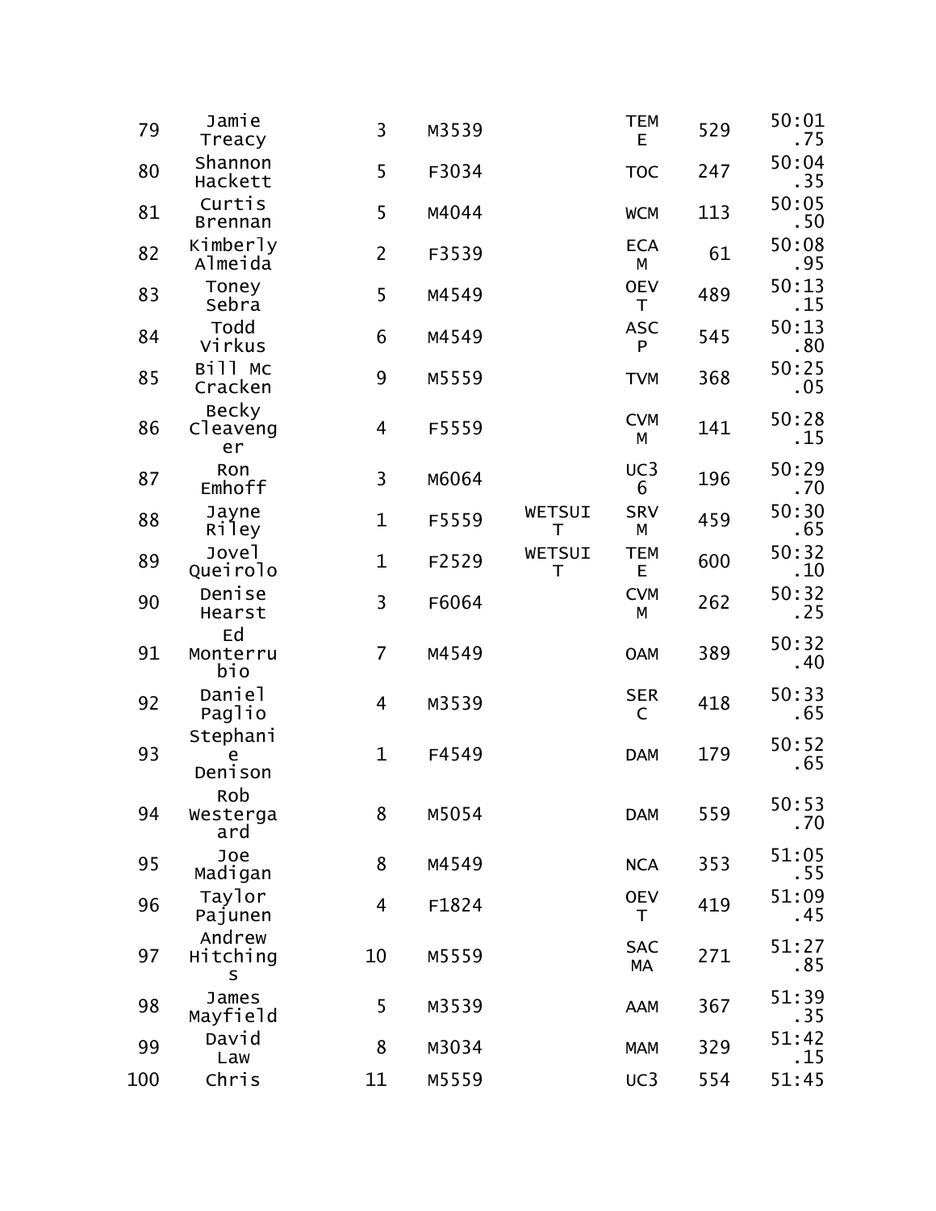| | | | | | | | |
|---|---|---|---|---|---|---|---|
| 79 | Jamie Treacy | 3 | M3539 | | TEME | 529 | 50:01.75 |
| 80 | Shannon Hackett | 5 | F3034 | | TOC | 247 | 50:04.35 |
| 81 | Curtis Brennan | 5 | M4044 | | WCM | 113 | 50:05.50 |
| 82 | Kimberly Almeida | 2 | F3539 | | ECAM | 61 | 50:08.95 |
| 83 | Toney Sebra | 5 | M4549 | | OEVT | 489 | 50:13.15 |
| 84 | Todd Virkus | 6 | M4549 | | ASCP | 545 | 50:13.80 |
| 85 | Bill Mc Cracken | 9 | M5559 | | TVM | 368 | 50:25.05 |
| 86 | Becky Cleavenger | 4 | F5559 | | CVMM | 141 | 50:28.15 |
| 87 | Ron Emhoff | 3 | M6064 | | UC36 | 196 | 50:29.70 |
| 88 | Jayne Riley | 1 | F5559 | WETSUIT | SRVM | 459 | 50:30.65 |
| 89 | Jovel Queirolo | 1 | F2529 | WETSUIT | TEME | 600 | 50:32.10 |
| 90 | Denise Hearst | 3 | F6064 | | CVMM | 262 | 50:32.25 |
| 91 | Ed Monterrubio | 7 | M4549 | | OAM | 389 | 50:32.40 |
| 92 | Daniel Paglio | 4 | M3539 | | SERC | 418 | 50:33.65 |
| 93 | Stephanie Denison | 1 | F4549 | | DAM | 179 | 50:52.65 |
| 94 | Rob Westergaard | 8 | M5054 | | DAM | 559 | 50:53.70 |
| 95 | Joe Madigan | 8 | M4549 | | NCA | 353 | 51:05.55 |
| 96 | Taylor Pajunen | 4 | F1824 | | OEVT | 419 | 51:09.45 |
| 97 | Andrew Hitchings | 10 | M5559 | | SACMA | 271 | 51:27.85 |
| 98 | James Mayfield | 5 | M3539 | | AAM | 367 | 51:39.35 |
| 99 | David Law | 8 | M3034 | | MAM | 329 | 51:42.15 |
| 100 | Chris | 11 | M5559 | | UC3 | 554 | 51:45 |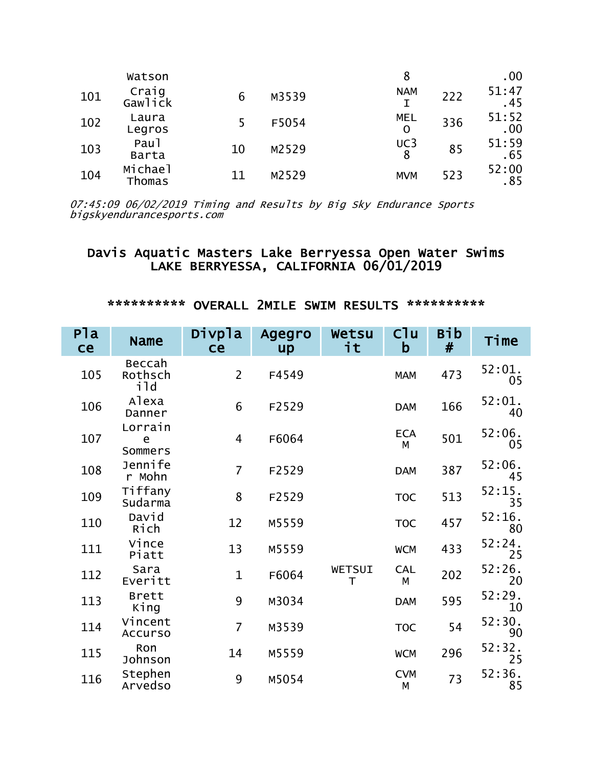| | Watson | | | | 8 | | .00 |
|---|---|---|---|---|---|---|---|
| 101 | Craig Gawlick | 6 | M3539 | | NAMI | 222 | 51:47.45 |
| 102 | Laura Legros | 5 | F5054 | | MELO | 336 | 51:52.00 |
| 103 | Paul Barta | 10 | M2529 | | UC38 | 85 | 51:59.65 |
| 104 | Michael Thomas | 11 | M2529 | | MVM | 523 | 52:00.85 |

*07:45:09 06/02/2019 Timing and Results by Big Sky Endurance Sports bigskyendurancesports.com*

# Davis Aquatic Masters Lake Berryessa Open Water Swims
# LAKE BERRYESSA, CALIFORNIA 06/01/2019

## ********** OVERALL 2MILE SWIM RESULTS **********

| Place | Name | Divplace | Agegroup | Wetsuit | Club | Bib # | Time |
|---|---|---|---|---|---|---|---|
| 105 | Beccah Rothschild | 2 | F4549 | | MAM | 473 | 52:01.05 |
| 106 | Alexa Danner | 6 | F2529 | | DAM | 166 | 52:01.40 |
| 107 | Lorraine Sommers | 4 | F6064 | | ECAM | 501 | 52:06.05 |
| 108 | Jennifer Mohn | 7 | F2529 | | DAM | 387 | 52:06.45 |
| 109 | Tiffany Sudarma | 8 | F2529 | | TOC | 513 | 52:15.35 |
| 110 | David Rich | 12 | M5559 | | TOC | 457 | 52:16.80 |
| 111 | Vince Piatt | 13 | M5559 | | WCM | 433 | 52:24.25 |
| 112 | Sara Everitt | 1 | F6064 | WETSUIT | CALM | 202 | 52:26.20 |
| 113 | Brett King | 9 | M3034 | | DAM | 595 | 52:29.10 |
| 114 | Vincent Accurso | 7 | M3539 | | TOC | 54 | 52:30.90 |
| 115 | Ron Johnson | 14 | M5559 | | WCM | 296 | 52:32.25 |
| 116 | Stephen Arvedso | 9 | M5054 | | CVMM | 73 | 52:36.85 |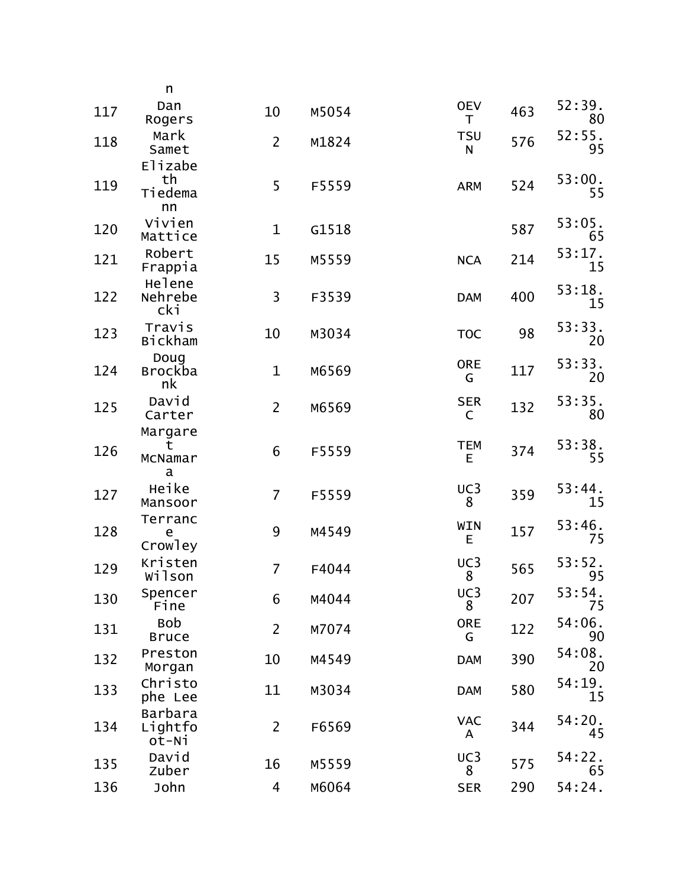| | n | | | | | |
|---|---|---|---|---|---|---|
| 117 | Dan Rogers | 10 | M5054 | OEVT | 463 | 52:39.80 |
| 118 | Mark Samet | 2 | M1824 | TSUN | 576 | 52:55.95 |
| 119 | Elizabeth Tiedemann | 5 | F5559 | ARM | 524 | 53:00.55 |
| 120 | Vivien Mattice | 1 | G1518 | | 587 | 53:05.65 |
| 121 | Robert Frappia | 15 | M5559 | NCA | 214 | 53:17.15 |
| 122 | Helene Nehrebecki | 3 | F3539 | DAM | 400 | 53:18.15 |
| 123 | Travis Bickham | 10 | M3034 | TOC | 98 | 53:33.20 |
| 124 | Doug Brockbank | 1 | M6569 | OREG | 117 | 53:33.20 |
| 125 | David Carter | 2 | M6569 | SERC | 132 | 53:35.80 |
| 126 | Margaret McNamara | 6 | F5559 | TEME | 374 | 53:38.55 |
| 127 | Heike Mansoor | 7 | F5559 | UC38 | 359 | 53:44.15 |
| 128 | Terrance Crowley | 9 | M4549 | WINE | 157 | 53:46.75 |
| 129 | Kristen Wilson | 7 | F4044 | UC38 | 565 | 53:52.95 |
| 130 | Spencer Fine | 6 | M4044 | UC38 | 207 | 53:54.75 |
| 131 | Bob Bruce | 2 | M7074 | OREG | 122 | 54:06.90 |
| 132 | Preston Morgan | 10 | M4549 | DAM | 390 | 54:08.20 |
| 133 | Christophe Lee | 11 | M3034 | DAM | 580 | 54:19.15 |
| 134 | Barbara Lightfoot-Ni | 2 | F6569 | VACA | 344 | 54:20.45 |
| 135 | David Zuber | 16 | M5559 | UC38 | 575 | 54:22.65 |
| 136 | John | 4 | M6064 | SER | 290 | 54:24. |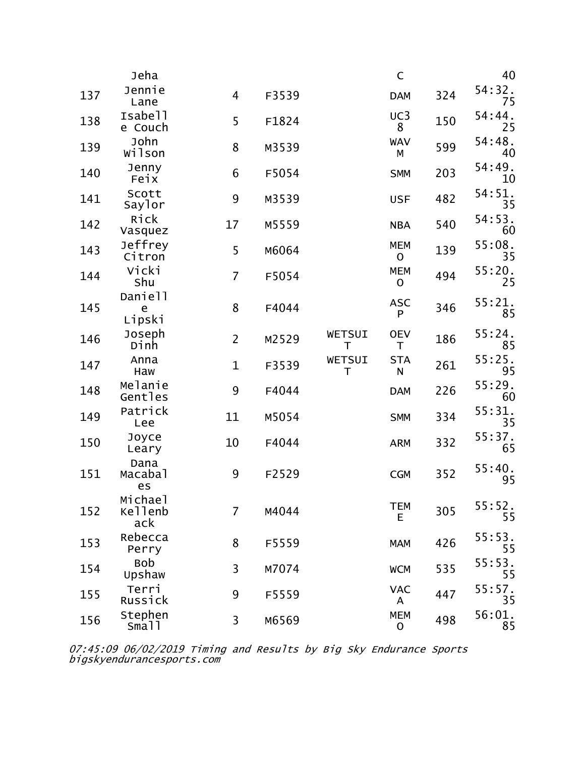| | | | | | | | |
|---|---|---|---|---|---|---|---|
| | Jeha | | | | C | | 40 |
| 137 | Jennie Lane | 4 | F3539 | | DAM | 324 | 54:32.75 |
| 138 | Isabelle Couch | 5 | F1824 | | UC38 | 150 | 54:44.25 |
| 139 | John Wilson | 8 | M3539 | | WAVM | 599 | 54:48.40 |
| 140 | Jenny Feix | 6 | F5054 | | SMM | 203 | 54:49.10 |
| 141 | Scott Saylor | 9 | M3539 | | USF | 482 | 54:51.35 |
| 142 | Rick Vasquez | 17 | M5559 | | NBA | 540 | 54:53.60 |
| 143 | Jeffrey Citron | 5 | M6064 | | MEMO | 139 | 55:08.35 |
| 144 | Vicki Shu | 7 | F5054 | | MEMO | 494 | 55:20.25 |
| 145 | Danielle Lipski | 8 | F4044 | | ASCP | 346 | 55:21.85 |
| 146 | Joseph Dinh | 2 | M2529 | WETSUIT | OEVT | 186 | 55:24.85 |
| 147 | Anna Haw | 1 | F3539 | WETSUIT | STAN | 261 | 55:25.95 |
| 148 | Melanie Gentles | 9 | F4044 | | DAM | 226 | 55:29.60 |
| 149 | Patrick Lee | 11 | M5054 | | SMM | 334 | 55:31.35 |
| 150 | Joyce Leary | 10 | F4044 | | ARM | 332 | 55:37.65 |
| 151 | Dana Macabales | 9 | F2529 | | CGM | 352 | 55:40.95 |
| 152 | Michael Kellenback | 7 | M4044 | | TEME | 305 | 55:52.55 |
| 153 | Rebecca Perry | 8 | F5559 | | MAM | 426 | 55:53.55 |
| 154 | Bob Upshaw | 3 | M7074 | | WCM | 535 | 55:53.55 |
| 155 | Terri Russick | 9 | F5559 | | VACA | 447 | 55:57.35 |
| 156 | Stephen Small | 3 | M6569 | | MEMO | 498 | 56:01.85 |

*07:45:09 06/02/2019 Timing and Results by Big Sky Endurance Sports bigskyendurancesports.com*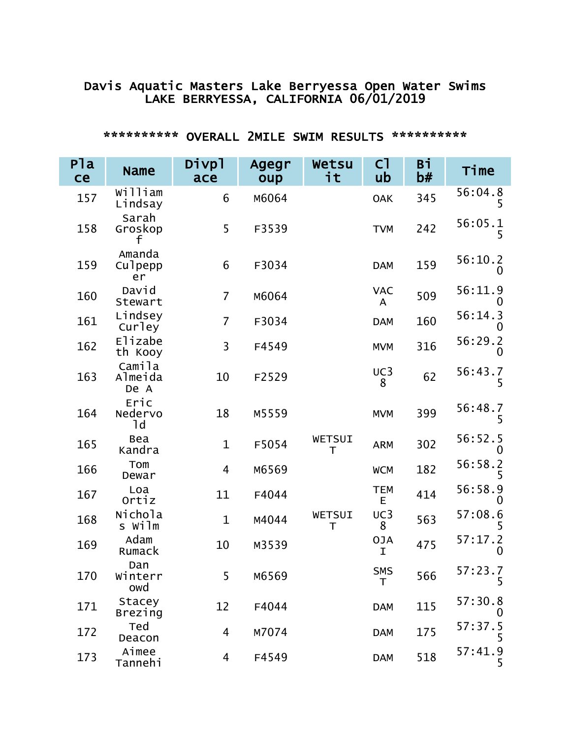# Davis Aquatic Masters Lake Berryessa Open Water Swims
## LAKE BERRYESSA, CALIFORNIA 06/01/2019

### ********** OVERALL 2MILE SWIM RESULTS **********

| Place | Name | Divplace | Agegroup | Wetsuit | Club | Bib# | Time |
|---|---|---|---|---|---|---|---|
| 157 | William Lindsay | 6 | M6064 | | OAK | 345 | 56:04.85 |
| 158 | Sarah Groskopf | 5 | F3539 | | TVM | 242 | 56:05.15 |
| 159 | Amanda Culpepper | 6 | F3034 | | DAM | 159 | 56:10.20 |
| 160 | David Stewart | 7 | M6064 | | VACA | 509 | 56:11.90 |
| 161 | Lindsey Curley | 7 | F3034 | | DAM | 160 | 56:14.30 |
| 162 | Elizabeth Kooy | 3 | F4549 | | MVM | 316 | 56:29.20 |
| 163 | Camila Almeida De A | 10 | F2529 | | UC38 | 62 | 56:43.75 |
| 164 | Eric Nedervold | 18 | M5559 | | MVM | 399 | 56:48.75 |
| 165 | Bea Kandra | 1 | F5054 | WETSUIT | ARM | 302 | 56:52.50 |
| 166 | Tom Dewar | 4 | M6569 | | WCM | 182 | 56:58.25 |
| 167 | Loa Ortiz | 11 | F4044 | | TEME | 414 | 56:58.90 |
| 168 | Nicholas Wilm | 1 | M4044 | WETSUIT | UC38 | 563 | 57:08.65 |
| 169 | Adam Rumack | 10 | M3539 | | OJAI | 475 | 57:17.20 |
| 170 | Dan Winterrowd | 5 | M6569 | | SMST | 566 | 57:23.75 |
| 171 | Stacey Brezing | 12 | F4044 | | DAM | 115 | 57:30.80 |
| 172 | Ted Deacon | 4 | M7074 | | DAM | 175 | 57:37.55 |
| 173 | Aimee Tannehi | 4 | F4549 | | DAM | 518 | 57:41.95 |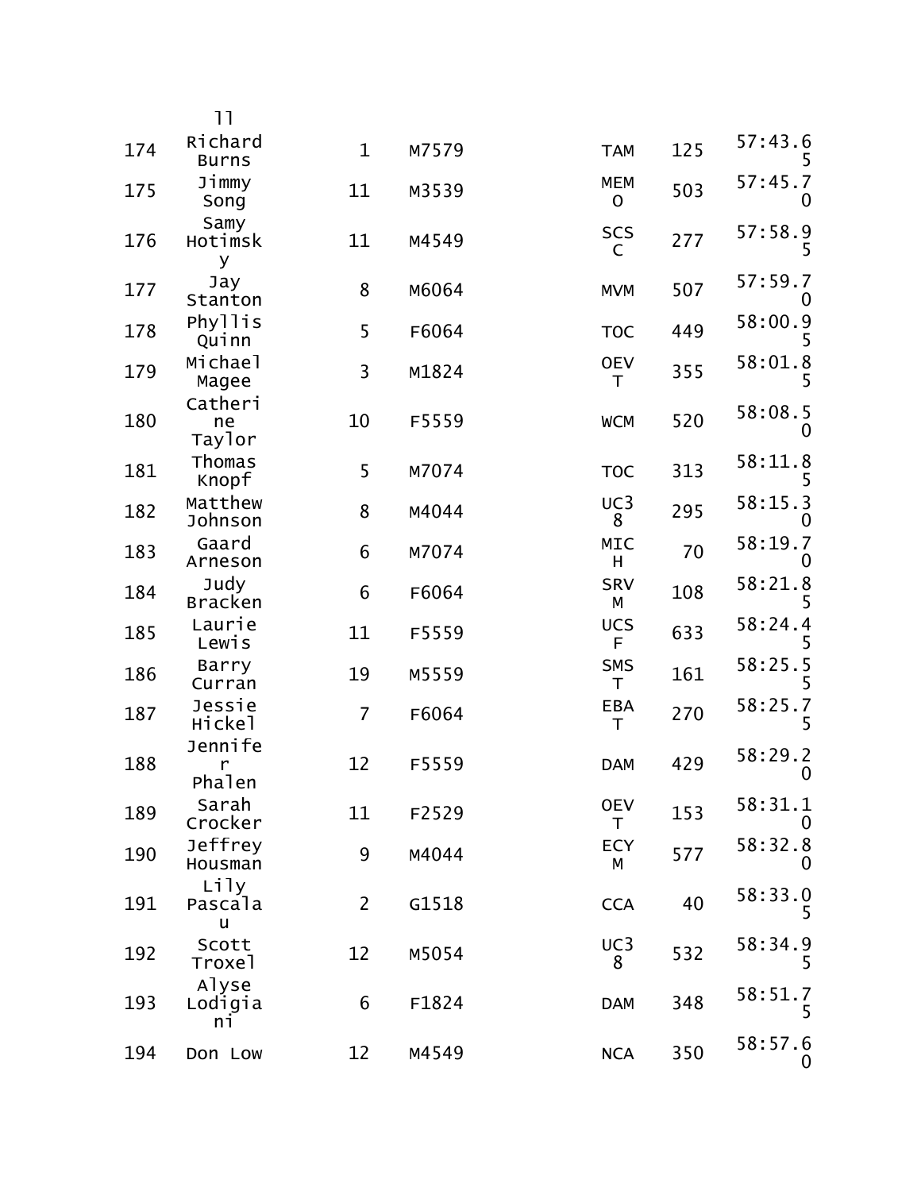| | ll | | | | | |
|---|---|---|---|---|---|---|
| 174 | Richard Burns | 1 | M7579 | TAM | 125 | 57:43.65 |
| 175 | Jimmy Song | 11 | M3539 | MEMO | 503 | 57:45.70 |
| 176 | Samy Hotimsky | 11 | M4549 | SCSC | 277 | 57:58.95 |
| 177 | Jay Stanton | 8 | M6064 | MVM | 507 | 57:59.70 |
| 178 | Phyllis Quinn | 5 | F6064 | TOC | 449 | 58:00.95 |
| 179 | Michael Magee | 3 | M1824 | OEVT | 355 | 58:01.85 |
| 180 | Catherine Taylor | 10 | F5559 | WCM | 520 | 58:08.50 |
| 181 | Thomas Knopf | 5 | M7074 | TOC | 313 | 58:11.85 |
| 182 | Matthew Johnson | 8 | M4044 | UC38 | 295 | 58:15.30 |
| 183 | Gaard Arneson | 6 | M7074 | MICH | 70 | 58:19.70 |
| 184 | Judy Bracken | 6 | F6064 | SRVM | 108 | 58:21.85 |
| 185 | Laurie Lewis | 11 | F5559 | UCSF | 633 | 58:24.45 |
| 186 | Barry Curran | 19 | M5559 | SMST | 161 | 58:25.55 |
| 187 | Jessie Hickel | 7 | F6064 | EBAT | 270 | 58:25.75 |
| 188 | Jennifer Phalen | 12 | F5559 | DAM | 429 | 58:29.20 |
| 189 | Sarah Crocker | 11 | F2529 | OEVT | 153 | 58:31.10 |
| 190 | Jeffrey Housman | 9 | M4044 | ECYM | 577 | 58:32.80 |
| 191 | Lily Pascalau | 2 | G1518 | CCA | 40 | 58:33.05 |
| 192 | Scott Troxel | 12 | M5054 | UC38 | 532 | 58:34.95 |
| 193 | Alyse Lodigiani | 6 | F1824 | DAM | 348 | 58:51.75 |
| 194 | Don Low | 12 | M4549 | NCA | 350 | 58:57.60 |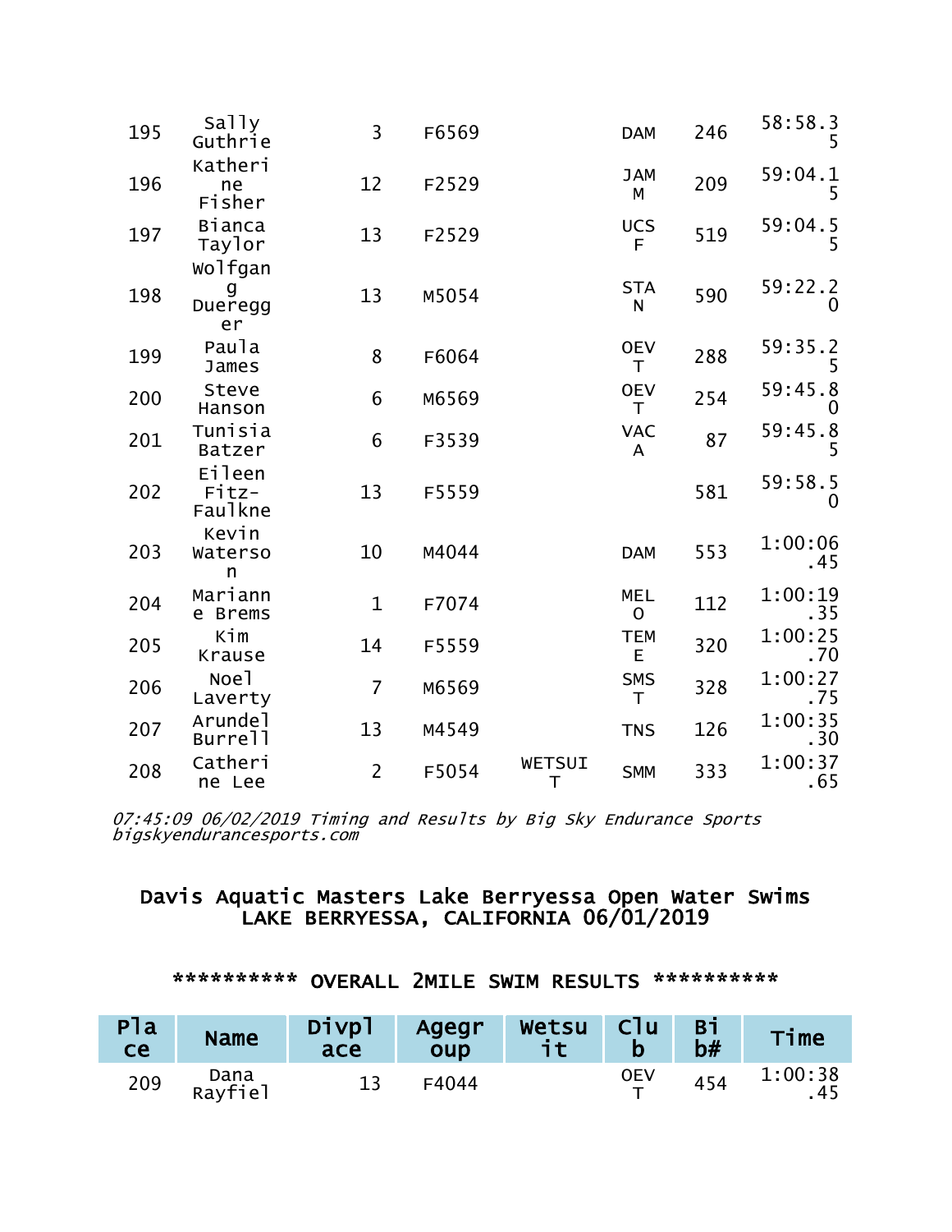| Place | Name | Divplace | Agegroup | Wetsuit | Club | Bib# | Time |
|---|---|---|---|---|---|---|---|
| 195 | Sally Guthrie | 3 | F6569 | | DAM | 246 | 58:58.35 |
| 196 | Katherine Fisher | 12 | F2529 | | JAMM | 209 | 59:04.15 |
| 197 | Bianca Taylor | 13 | F2529 | | UCSF | 519 | 59:04.55 |
| 198 | Wolfgang Dueregger | 13 | M5054 | | STAN | 590 | 59:22.20 |
| 199 | Paula James | 8 | F6064 | | OEVT | 288 | 59:35.25 |
| 200 | Steve Hanson | 6 | M6569 | | OEVT | 254 | 59:45.80 |
| 201 | Tunisia Batzer | 6 | F3539 | | VACA | 87 | 59:45.85 |
| 202 | Eileen Fitz-Faulkne | 13 | F5559 | | | 581 | 59:58.50 |
| 203 | Kevin Waterson | 10 | M4044 | | DAM | 553 | 1:00:06.45 |
| 204 | Marianne Brems | 1 | F7074 | | MELO | 112 | 1:00:19.35 |
| 205 | Kim Krause | 14 | F5559 | | TEME | 320 | 1:00:25.70 |
| 206 | Noel Laverty | 7 | M6569 | | SMST | 328 | 1:00:27.75 |
| 207 | Arundel Burrell | 13 | M4549 | | TNS | 126 | 1:00:35.30 |
| 208 | Catherine Lee | 2 | F5054 | WETSUIT | SMM | 333 | 1:00:37.65 |

*07:45:09 06/02/2019 Timing and Results by Big Sky Endurance Sports bigskyendurancesports.com*

## Davis Aquatic Masters Lake Berryessa Open Water Swims
## LAKE BERRYESSA, CALIFORNIA 06/01/2019

### ********** OVERALL 2MILE SWIM RESULTS **********

| Place | Name | Divplace | Agegroup | Wetsuit | Club | Bib# | Time |
|---|---|---|---|---|---|---|---|
| 209 | Dana Rayfiel | 13 | F4044 | | OEVT | 454 | 1:00:38.45 |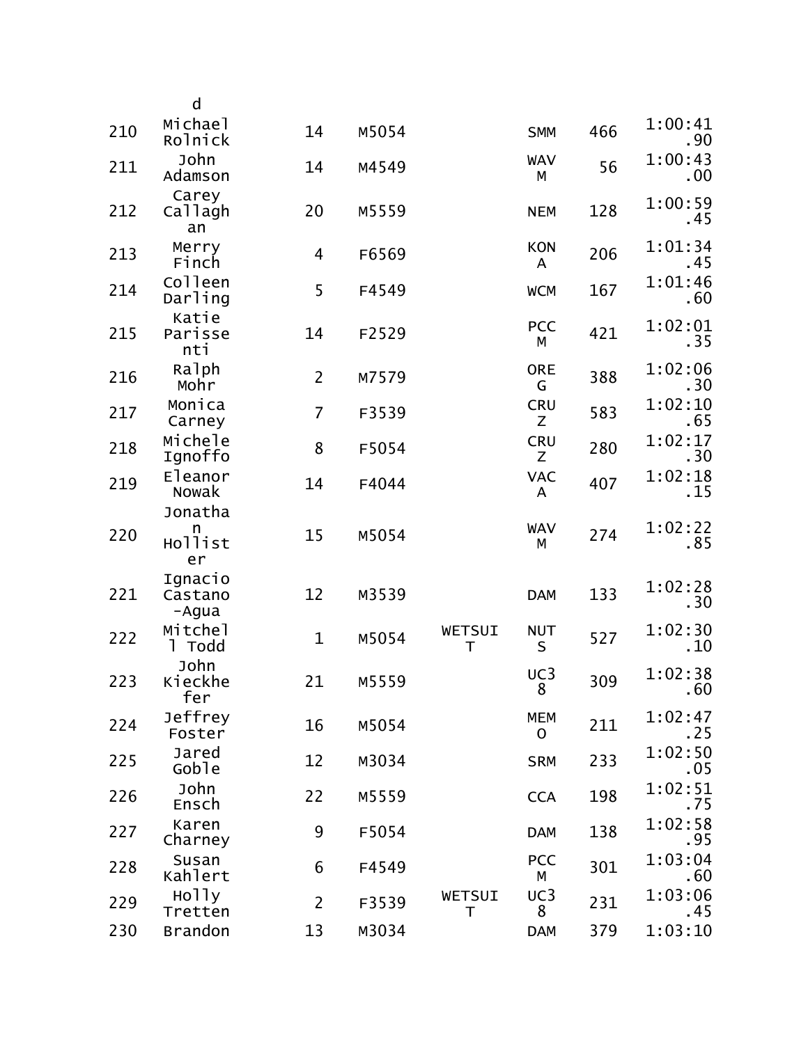d

| | | | | | | | |
|---|---|---|---|---|---|---|---|
| 210 | Michael Rolnick | 14 | M5054 | | SMM | 466 | 1:00:41.90 |
| 211 | John Adamson | 14 | M4549 | | WAVM | 56 | 1:00:43.00 |
| 212 | Carey Callaghan | 20 | M5559 | | NEM | 128 | 1:00:59.45 |
| 213 | Merry Finch | 4 | F6569 | | KONA | 206 | 1:01:34.45 |
| 214 | Colleen Darling | 5 | F4549 | | WCM | 167 | 1:01:46.60 |
| 215 | Katie Parissenti | 14 | F2529 | | PCCM | 421 | 1:02:01.35 |
| 216 | Ralph Mohr | 2 | M7579 | | OREG | 388 | 1:02:06.30 |
| 217 | Monica Carney | 7 | F3539 | | CRUZ | 583 | 1:02:10.65 |
| 218 | Michele Ignoffo | 8 | F5054 | | CRUZ | 280 | 1:02:17.30 |
| 219 | Eleanor Nowak | 14 | F4044 | | VACA | 407 | 1:02:18.15 |
| 220 | Jonathan Hollister | 15 | M5054 | | WAVM | 274 | 1:02:22.85 |
| 221 | Ignacio Castano-Agua | 12 | M3539 | | DAM | 133 | 1:02:28.30 |
| 222 | Mitchell Todd | 1 | M5054 | WETSUIT | NUTS | 527 | 1:02:30.10 |
| 223 | John Kieckhefer | 21 | M5559 | | UC38 | 309 | 1:02:38.60 |
| 224 | Jeffrey Foster | 16 | M5054 | | MEMO | 211 | 1:02:47.25 |
| 225 | Jared Goble | 12 | M3034 | | SRM | 233 | 1:02:50.05 |
| 226 | John Ensch | 22 | M5559 | | CCA | 198 | 1:02:51.75 |
| 227 | Karen Charney | 9 | F5054 | | DAM | 138 | 1:02:58.95 |
| 228 | Susan Kahlert | 6 | F4549 | | PCCM | 301 | 1:03:04.60 |
| 229 | Holly Tretten | 2 | F3539 | WETSUIT | UC38 | 231 | 1:03:06.45 |
| 230 | Brandon | 13 | M3034 | | DAM | 379 | 1:03:10 |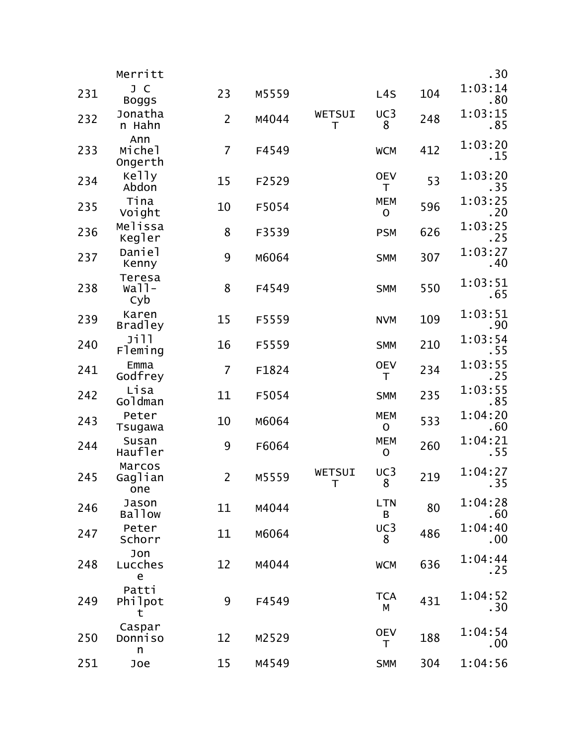| | Merritt | | | | | | .30 |
|---|---|---|---|---|---|---|---|
| 231 | J C Boggs | 23 | M5559 | | L4S | 104 | 1:03:14.80 |
| 232 | Jonathan Hahn | 2 | M4044 | WETSUIT | UC38 | 248 | 1:03:15.85 |
| 233 | Ann Michel Ongerth | 7 | F4549 | | WCM | 412 | 1:03:20.15 |
| 234 | Kelly Abdon | 15 | F2529 | | OEVT | 53 | 1:03:20.35 |
| 235 | Tina Voight | 10 | F5054 | | MEMO | 596 | 1:03:25.20 |
| 236 | Melissa Kegler | 8 | F3539 | | PSM | 626 | 1:03:25.25 |
| 237 | Daniel Kenny | 9 | M6064 | | SMM | 307 | 1:03:27.40 |
| 238 | Teresa Wall-Cyb | 8 | F4549 | | SMM | 550 | 1:03:51.65 |
| 239 | Karen Bradley | 15 | F5559 | | NVM | 109 | 1:03:51.90 |
| 240 | Jill Fleming | 16 | F5559 | | SMM | 210 | 1:03:54.55 |
| 241 | Emma Godfrey | 7 | F1824 | | OEVT | 234 | 1:03:55.25 |
| 242 | Lisa Goldman | 11 | F5054 | | SMM | 235 | 1:03:55.85 |
| 243 | Peter Tsugawa | 10 | M6064 | | MEMO | 533 | 1:04:20.60 |
| 244 | Susan Haufler | 9 | F6064 | | MEMO | 260 | 1:04:21.55 |
| 245 | Marcos Gaglianone | 2 | M5559 | WETSUIT | UC38 | 219 | 1:04:27.35 |
| 246 | Jason Ballow | 11 | M4044 | | LTNB | 80 | 1:04:28.60 |
| 247 | Peter Schorr | 11 | M6064 | | UC38 | 486 | 1:04:40.00 |
| 248 | Jon Lucchese | 12 | M4044 | | WCM | 636 | 1:04:44.25 |
| 249 | Patti Philpott | 9 | F4549 | | TCAM | 431 | 1:04:52.30 |
| 250 | Caspar Donnison | 12 | M2529 | | OEVT | 188 | 1:04:54.00 |
| 251 | Joe | 15 | M4549 | | SMM | 304 | 1:04:56 |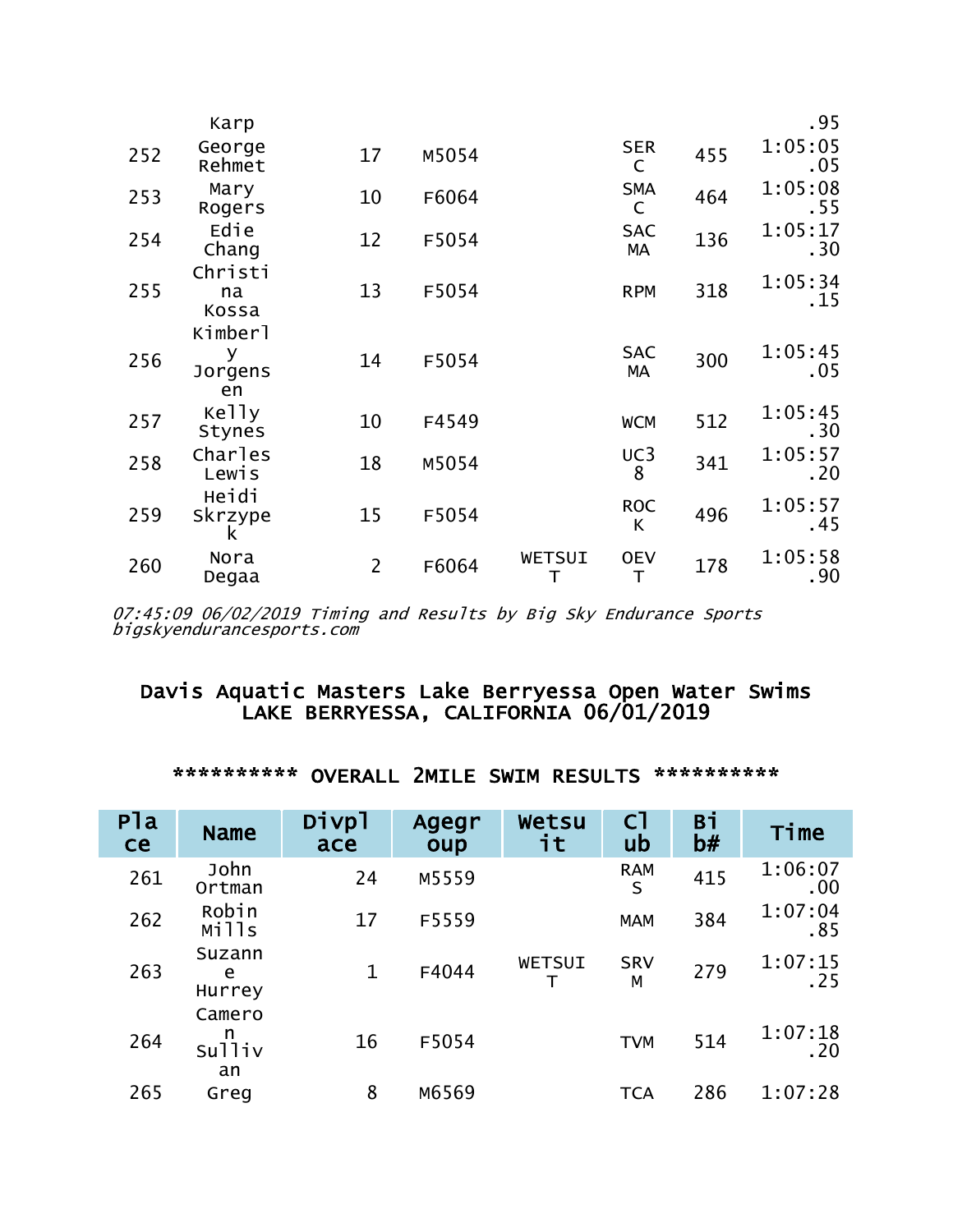| | Karp | | | | | | .95 |
|---|---|---|---|---|---|---|---|
| 252 | George Rehmet | 17 | M5054 | | SERC | 455 | 1:05:05.05 |
| 253 | Mary Rogers | 10 | F6064 | | SMAC | 464 | 1:05:08.55 |
| 254 | Edie Chang | 12 | F5054 | | SACMA | 136 | 1:05:17.30 |
| 255 | Christina Kossa | 13 | F5054 | | RPM | 318 | 1:05:34.15 |
| 256 | Kimberly Jorgensen | 14 | F5054 | | SACMA | 300 | 1:05:45.05 |
| 257 | Kelly Stynes | 10 | F4549 | | WCM | 512 | 1:05:45.30 |
| 258 | Charles Lewis | 18 | M5054 | | UC38 | 341 | 1:05:57.20 |
| 259 | Heidi Skrzypek | 15 | F5054 | | ROCK | 496 | 1:05:57.45 |
| 260 | Nora Degaa | 2 | F6064 | WETSUIT | OEVT | 178 | 1:05:58.90 |

*07:45:09 06/02/2019 Timing and Results by Big Sky Endurance Sports bigskyendurancesports.com*

## Davis Aquatic Masters Lake Berryessa Open Water Swims LAKE BERRYESSA, CALIFORNIA 06/01/2019

### ********** OVERALL 2MILE SWIM RESULTS **********

| Place | Name | Divplace | Agegroup | Wetsuit | Club | Bib# | Time |
|---|---|---|---|---|---|---|---|
| 261 | John Ortman | 24 | M5559 | | RAMS | 415 | 1:06:07.00 |
| 262 | Robin Mills | 17 | F5559 | | MAM | 384 | 1:07:04.85 |
| 263 | Suzanne Hurrey | 1 | F4044 | WETSUIT | SRVM | 279 | 1:07:15.25 |
| 264 | Cameron Sullivan | 16 | F5054 | | TVM | 514 | 1:07:18.20 |
| 265 | Greg | 8 | M6569 | | TCA | 286 | 1:07:28 |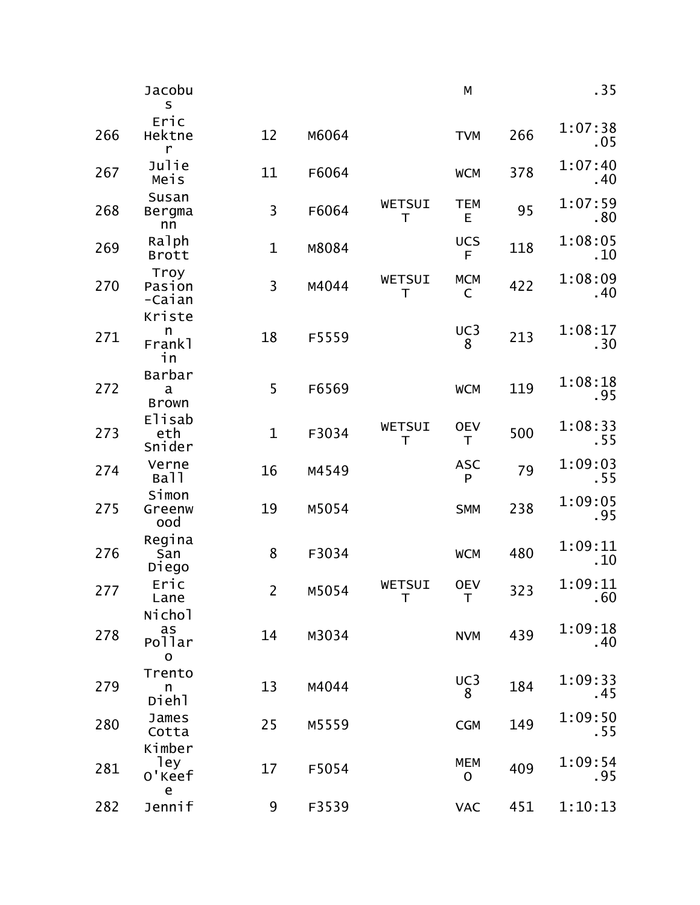| | Jacobus | | | | M | | .35 |
|---|---|---|---|---|---|---|---|
| 266 | Eric Hektner | 12 | M6064 | | TVM | 266 | 1:07:38.05 |
| 267 | Julie Meis | 11 | F6064 | | WCM | 378 | 1:07:40.40 |
| 268 | Susan Bergmann | 3 | F6064 | WETSUIT | TEME | 95 | 1:07:59.80 |
| 269 | Ralph Brott | 1 | M8084 | | UCSF | 118 | 1:08:05.10 |
| 270 | Troy Pasion-Caian | 3 | M4044 | WETSUIT | MCMC | 422 | 1:08:09.40 |
| 271 | Kristen Franklin | 18 | F5559 | | UC38 | 213 | 1:08:17.30 |
| 272 | Barbara Brown | 5 | F6569 | | WCM | 119 | 1:08:18.95 |
| 273 | Elisabeth Snider | 1 | F3034 | WETSUIT | OEVT | 500 | 1:08:33.55 |
| 274 | Verne Ball | 16 | M4549 | | ASCP | 79 | 1:09:03.55 |
| 275 | Simon Greenwood | 19 | M5054 | | SMM | 238 | 1:09:05.95 |
| 276 | Regina San Diego | 8 | F3034 | | WCM | 480 | 1:09:11.10 |
| 277 | Eric Lane | 2 | M5054 | WETSUIT | OEVT | 323 | 1:09:11.60 |
| 278 | Nicholas Pollaro | 14 | M3034 | | NVM | 439 | 1:09:18.40 |
| 279 | Trenton Diehl | 13 | M4044 | | UC38 | 184 | 1:09:33.45 |
| 280 | James Cotta | 25 | M5559 | | CGM | 149 | 1:09:50.55 |
| 281 | Kimberley O'Keefe | 17 | F5054 | | MEMO | 409 | 1:09:54.95 |
| 282 | Jennif | 9 | F3539 | | VAC | 451 | 1:10:13 |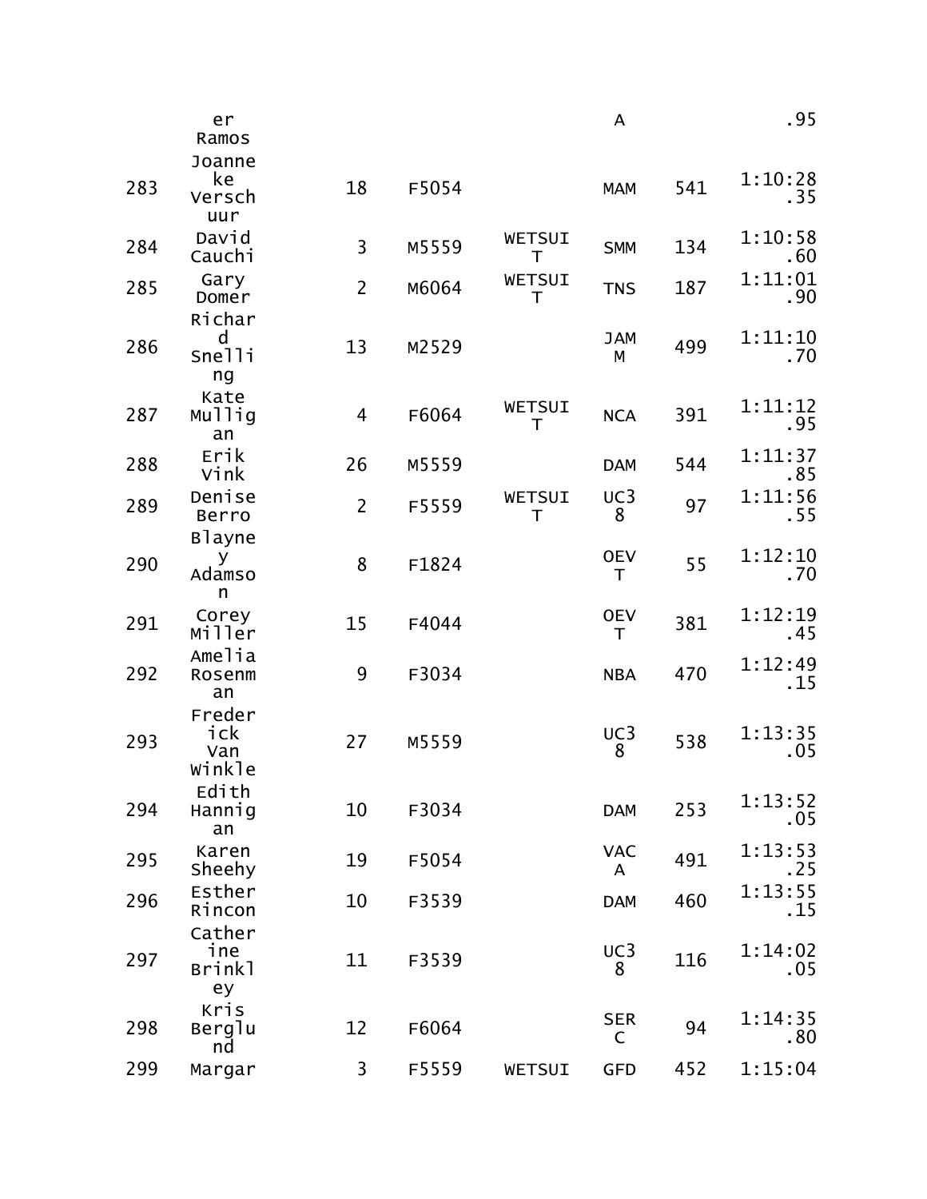| | | | | | | | |
|---|---|---|---|---|---|---|---|
| | er Ramos | | | | A | | .95 |
| 283 | Joanneke Verschuur | 18 | F5054 | | MAM | 541 | 1:10:28.35 |
| 284 | David Cauchi | 3 | M5559 | WETSUIT | SMM | 134 | 1:10:58.60 |
| 285 | Gary Domer | 2 | M6064 | WETSUIT | TNS | 187 | 1:11:01.90 |
| 286 | Richard Snelling | 13 | M2529 | | JAMM | 499 | 1:11:10.70 |
| 287 | Kate Mulligan | 4 | F6064 | WETSUIT | NCA | 391 | 1:11:12.95 |
| 288 | Erik Vink | 26 | M5559 | | DAM | 544 | 1:11:37.85 |
| 289 | Denise Berro | 2 | F5559 | WETSUIT | UC38 | 97 | 1:11:56.55 |
| 290 | Blayney Adamson | 8 | F1824 | | OEVT | 55 | 1:12:10.70 |
| 291 | Corey Miller | 15 | F4044 | | OEVT | 381 | 1:12:19.45 |
| 292 | Amelia Rosenman | 9 | F3034 | | NBA | 470 | 1:12:49.15 |
| 293 | Frederick Van Winkle | 27 | M5559 | | UC38 | 538 | 1:13:35.05 |
| 294 | Edith Hannigan | 10 | F3034 | | DAM | 253 | 1:13:52.05 |
| 295 | Karen Sheehy | 19 | F5054 | | VACA | 491 | 1:13:53.25 |
| 296 | Esther Rincon | 10 | F3539 | | DAM | 460 | 1:13:55.15 |
| 297 | Catherine Brinkley | 11 | F3539 | | UC38 | 116 | 1:14:02.05 |
| 298 | Kris Berglund | 12 | F6064 | | SERC | 94 | 1:14:35.80 |
| 299 | Margar | 3 | F5559 | WETSUI | GFD | 452 | 1:15:04 |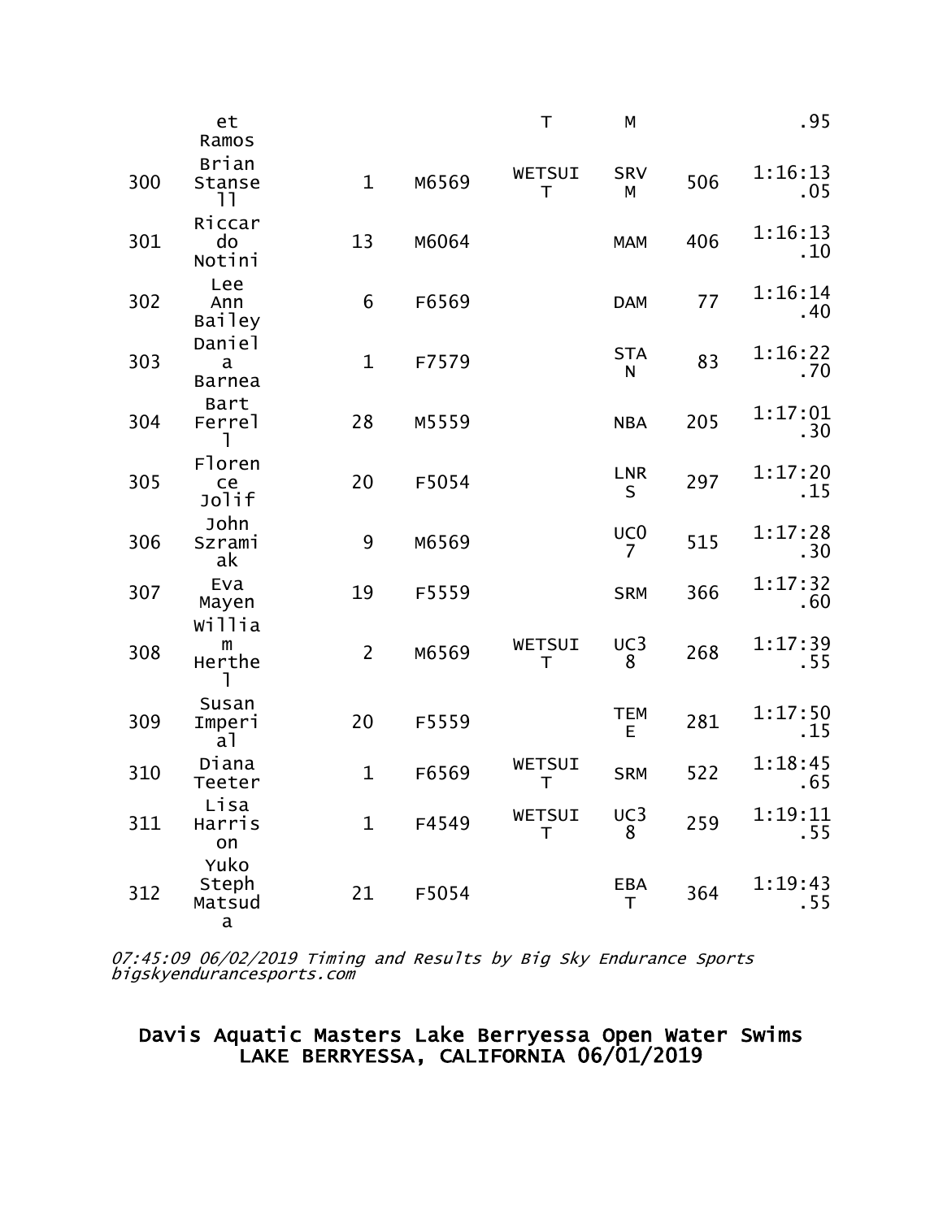| | | | | | | | |
|---|---|---|---|---|---|---|---|
| | et Ramos | | | T | M | | .95 |
| 300 | Brian Stansell | 1 | M6569 | WETSUIT | SRVM | 506 | 1:16:13.05 |
| 301 | Riccardo Notini | 13 | M6064 | | MAM | 406 | 1:16:13.10 |
| 302 | Lee Ann Bailey | 6 | F6569 | | DAM | 77 | 1:16:14.40 |
| 303 | Daniela Barnea | 1 | F7579 | | STAN | 83 | 1:16:22.70 |
| 304 | Bart Ferrell | 28 | M5559 | | NBA | 205 | 1:17:01.30 |
| 305 | Florence Jolif | 20 | F5054 | | LNRS | 297 | 1:17:20.15 |
| 306 | John Szramiak | 9 | M6569 | | UC07 | 515 | 1:17:28.30 |
| 307 | Eva Mayen | 19 | F5559 | | SRM | 366 | 1:17:32.60 |
| 308 | William Herthel | 2 | M6569 | WETSUIT | UC38 | 268 | 1:17:39.55 |
| 309 | Susan Imperial | 20 | F5559 | | TEME | 281 | 1:17:50.15 |
| 310 | Diana Teeter | 1 | F6569 | WETSUIT | SRM | 522 | 1:18:45.65 |
| 311 | Lisa Harrison | 1 | F4549 | WETSUIT | UC38 | 259 | 1:19:11.55 |
| 312 | Yuko Steph Matsuda | 21 | F5054 | | EBAT | 364 | 1:19:43.55 |

*07:45:09 06/02/2019 Timing and Results by Big Sky Endurance Sports bigskyendurancesports.com*

## Davis Aquatic Masters Lake Berryessa Open Water Swims
## LAKE BERRYESSA, CALIFORNIA 06/01/2019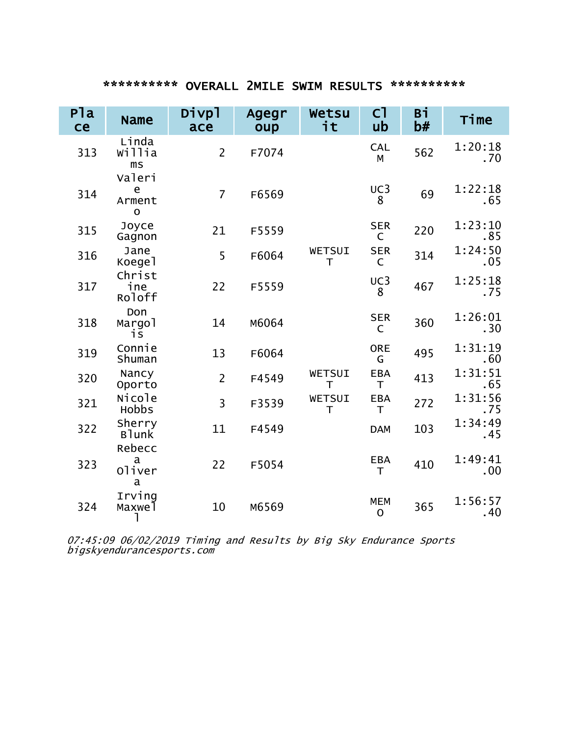********** OVERALL 2MILE SWIM RESULTS **********

| Place | Name | Divplace | Agegroup | Wetsuit | Club | Bib# | Time |
|---|---|---|---|---|---|---|---|
| 313 | Linda Williams | 2 | F7074 | | CALM | 562 | 1:20:18.70 |
| 314 | Valerie Armento | 7 | F6569 | | UC38 | 69 | 1:22:18.65 |
| 315 | Joyce Gagnon | 21 | F5559 | | SERC | 220 | 1:23:10.85 |
| 316 | Jane Koegel | 5 | F6064 | WETSUIT | SERC | 314 | 1:24:50.05 |
| 317 | Christine Roloff | 22 | F5559 | | UC38 | 467 | 1:25:18.75 |
| 318 | Don Margolis | 14 | M6064 | | SERC | 360 | 1:26:01.30 |
| 319 | Connie Shuman | 13 | F6064 | | OREG | 495 | 1:31:19.60 |
| 320 | Nancy Oporto | 2 | F4549 | WETSUIT | EBAT | 413 | 1:31:51.65 |
| 321 | Nicole Hobbs | 3 | F3539 | WETSUIT | EBAT | 272 | 1:31:56.75 |
| 322 | Sherry Blunk | 11 | F4549 | | DAM | 103 | 1:34:49.45 |
| 323 | Rebecca Olivera | 22 | F5054 | | EBAT | 410 | 1:49:41.00 |
| 324 | Irving Maxwell | 10 | M6569 | | MEMO | 365 | 1:56:57.40 |

*07:45:09 06/02/2019 Timing and Results by Big Sky Endurance Sports bigskyendurancesports.com*